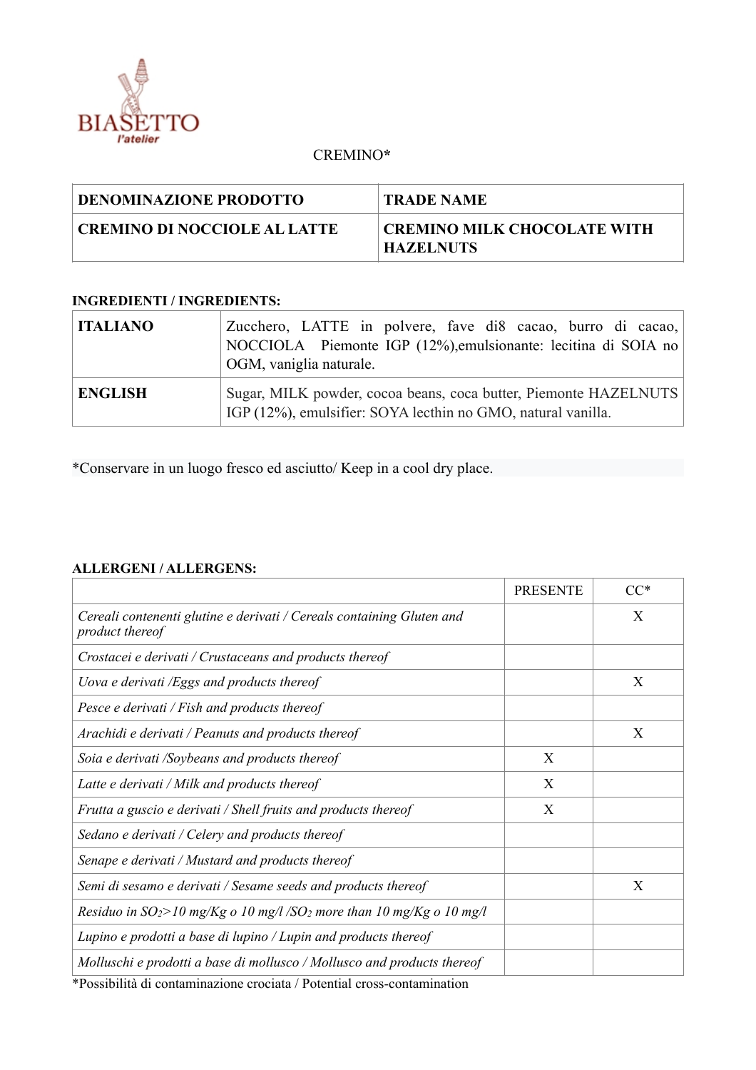BIASETTO
l'atelier

CREMINO*

| DENOMINAZIONE PRODOTTO | TRADE NAME |
|---|---|
| CREMINO DI NOCCIOLE AL LATTE | CREMINO MILK CHOCOLATE WITH HAZELNUTS |

**INGREDIENTI / INGREDIENTS:**

| | |
|---|---|
| **ITALIANO** | Zucchero, LATTE in polvere, fave di8 cacao, burro di cacao, NOCCIOLA Piemonte IGP (12%),emulsionante: lecitina di SOIA no OGM, vaniglia naturale. |
| **ENGLISH** | Sugar, MILK powder, cocoa beans, coca butter, Piemonte HAZELNUTS IGP (12%), emulsifier: SOYA lecthin no GMO, natural vanilla. |

*Conservare in un luogo fresco ed asciutto/ Keep in a cool dry place.

**ALLERGENI / ALLERGENS:**

| | PRESENTE | CC* |
|---|---|---|
| *Cereali contenenti glutine e derivati / Cereals containing Gluten and product thereof* | | X |
| *Crostacei e derivati / Crustaceans and products thereof* | | |
| *Uova e derivati /Eggs and products thereof* | | X |
| *Pesce e derivati / Fish and products thereof* | | |
| *Arachidi e derivati / Peanuts and products thereof* | | X |
| *Soia e derivati /Soybeans and products thereof* | X | |
| *Latte e derivati / Milk and products thereof* | X | |
| *Frutta a guscio e derivati / Shell fruits and products thereof* | X | |
| *Sedano e derivati / Celery and products thereof* | | |
| *Senape e derivati / Mustard and products thereof* | | |
| *Semi di sesamo e derivati / Sesame seeds and products thereof* | | X |
| *Residuo in $SO_2$>10 mg/Kg o 10 mg/l /$SO_2$ more than 10 mg/Kg o 10 mg/l* | | |
| *Lupino e prodotti a base di lupino / Lupin and products thereof* | | |
| *Molluschi e prodotti a base di mollusco / Mollusco and products thereof* | | |

*Possibilità di contaminazione crociata / Potential cross-contamination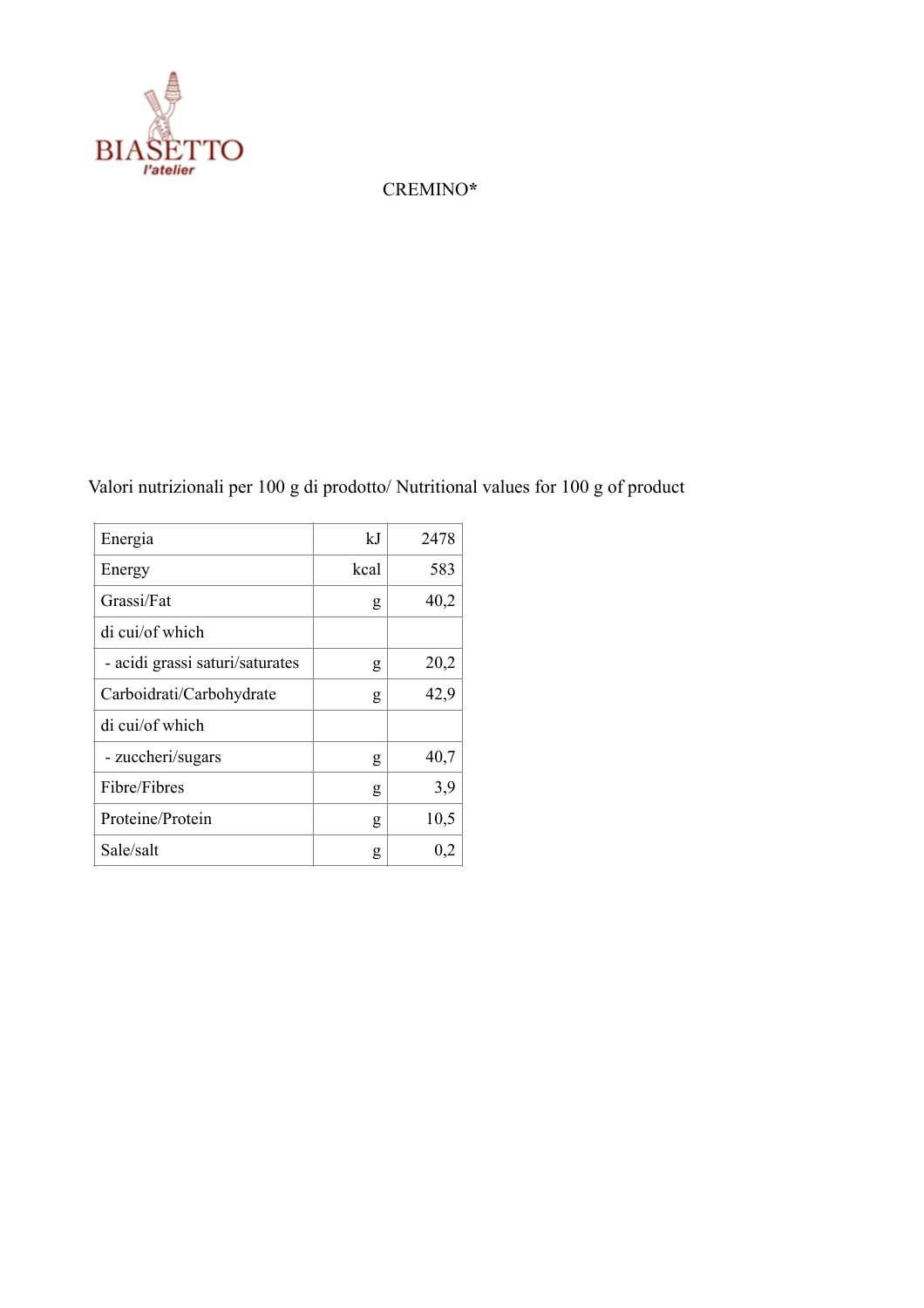BIASETTO
l'atelier

CREMINO*

Valori nutrizionali per 100 g di prodotto/ Nutritional values for 100 g of product

| | | |
|---|---|---|
| Energia | kJ | 2478 |
| Energy | kcal | 583 |
| Grassi/Fat | g | 40,2 |
| di cui/of which | | |
| - acidi grassi saturi/saturates | g | 20,2 |
| Carboidrati/Carbohydrate | g | 42,9 |
| di cui/of which | | |
| - zuccheri/sugars | g | 40,7 |
| Fibre/Fibres | g | 3,9 |
| Proteine/Protein | g | 10,5 |
| Sale/salt | g | 0,2 |